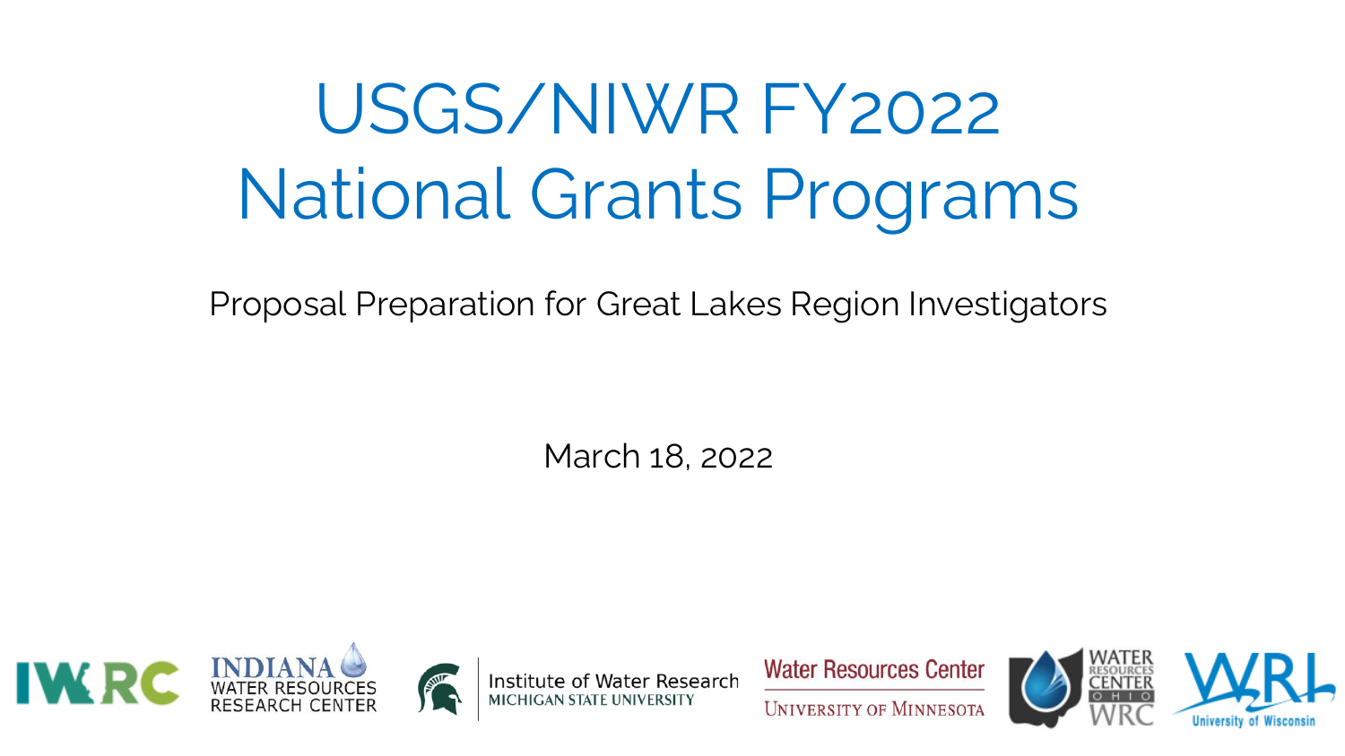# USGS/NIWR FY2022 National Grants Programs

Proposal Preparation for Great Lakes Region Investigators

March 18, 2022

IWRC

INDIANA WATER RESOURCES RESEARCH CENTER

Institute of Water Research MICHIGAN STATE UNIVERSITY

Water Resources Center UNIVERSITY OF MINNESOTA

WATER RESOURCES CENTER OHIO WRC

WRI University of Wisconsin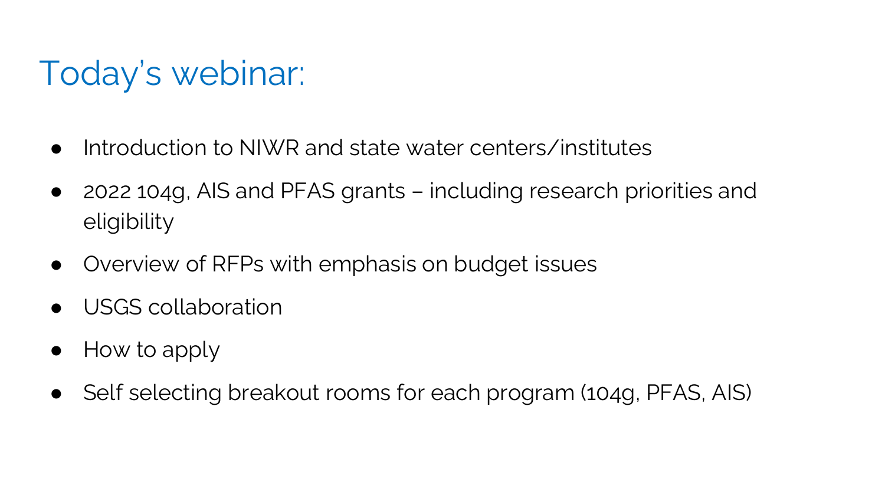# Today's webinar:

- Introduction to NIWR and state water centers/institutes
- 2022 104g, AIS and PFAS grants – including research priorities and eligibility
- Overview of RFPs with emphasis on budget issues
- USGS collaboration
- How to apply
- Self selecting breakout rooms for each program (104g, PFAS, AIS)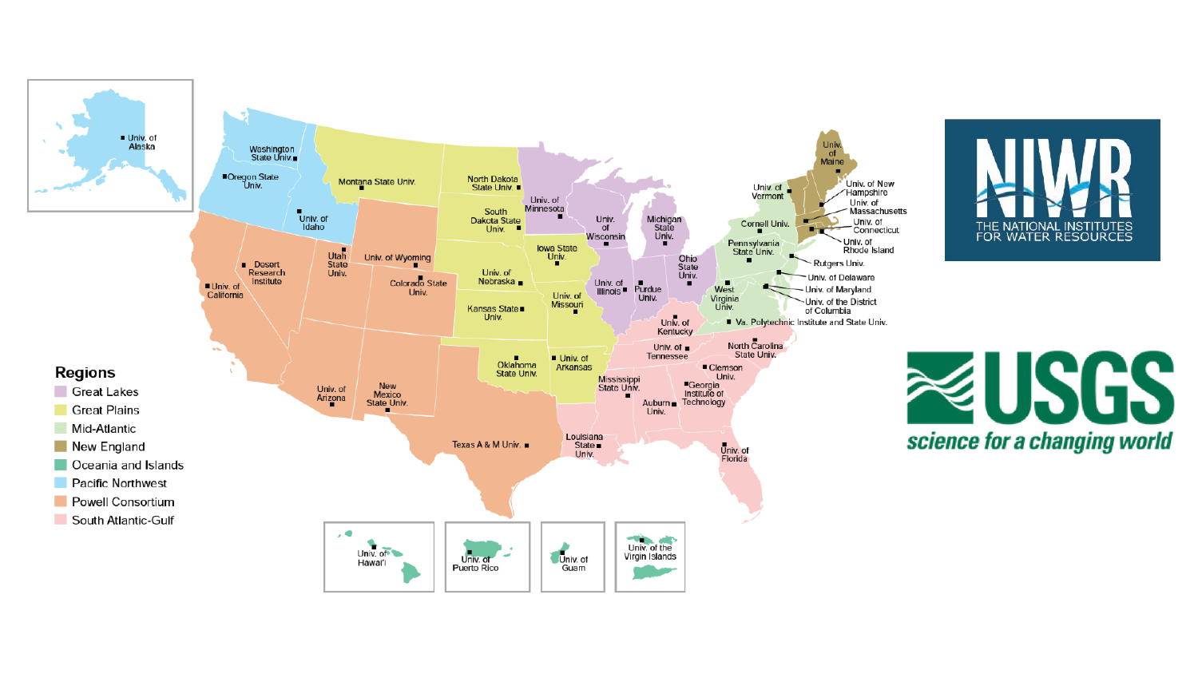## Regions

- Great Lakes
- Great Plains
- Mid-Atlantic
- New England
- Oceania and Islands
- Pacific Northwest
- Powell Consortium
- South Atlantic-Gulf

Univ. of Alaska

Washington State Univ.

Oregon State Univ.

Univ. of Idaho

Montana State Univ.

North Dakota State Univ.

South Dakota State Univ.

Univ. of Minnesota

Univ. of Wisconsin

Michigan State Univ.

Iowa State Univ.

Univ. of Nebraska

Univ. of Wyoming

Utah State Univ.

Desert Research Institute

Univ. of California

Colorado State Univ.

Kansas State Univ.

Univ. of Missouri

Univ. of Illinois

Purdue Univ.

Ohio State Univ.

Univ. of Kentucky

Univ. of Tennessee

Oklahoma State Univ.

Univ. of Arkansas

Univ. of Arizona

New Mexico State Univ.

Texas A & M Univ.

Louisiana State Univ.

Mississippi State Univ.

Auburn Univ.

Georgia Institute of Technology

Clemson Univ.

North Carolina State Univ.

Univ. of Florida

Univ. of Maine

Univ. of Vermont

Univ. of New Hampshire

Univ. of Massachusetts

Univ. of Connecticut

Univ. of Rhode Island

Cornell Univ.

Pennsylvania State Univ.

Rutgers Univ.

Univ. of Delaware

Univ. of Maryland

Univ. of the District of Columbia

West Virginia Univ.

Va. Polytechnic Institute and State Univ.

Univ. of Hawai'i

Univ. of Puerto Rico

Univ. of Guam

Univ. of the Virgin Islands

NIWR THE NATIONAL INSTITUTES FOR WATER RESOURCES

USGS *science for a changing world*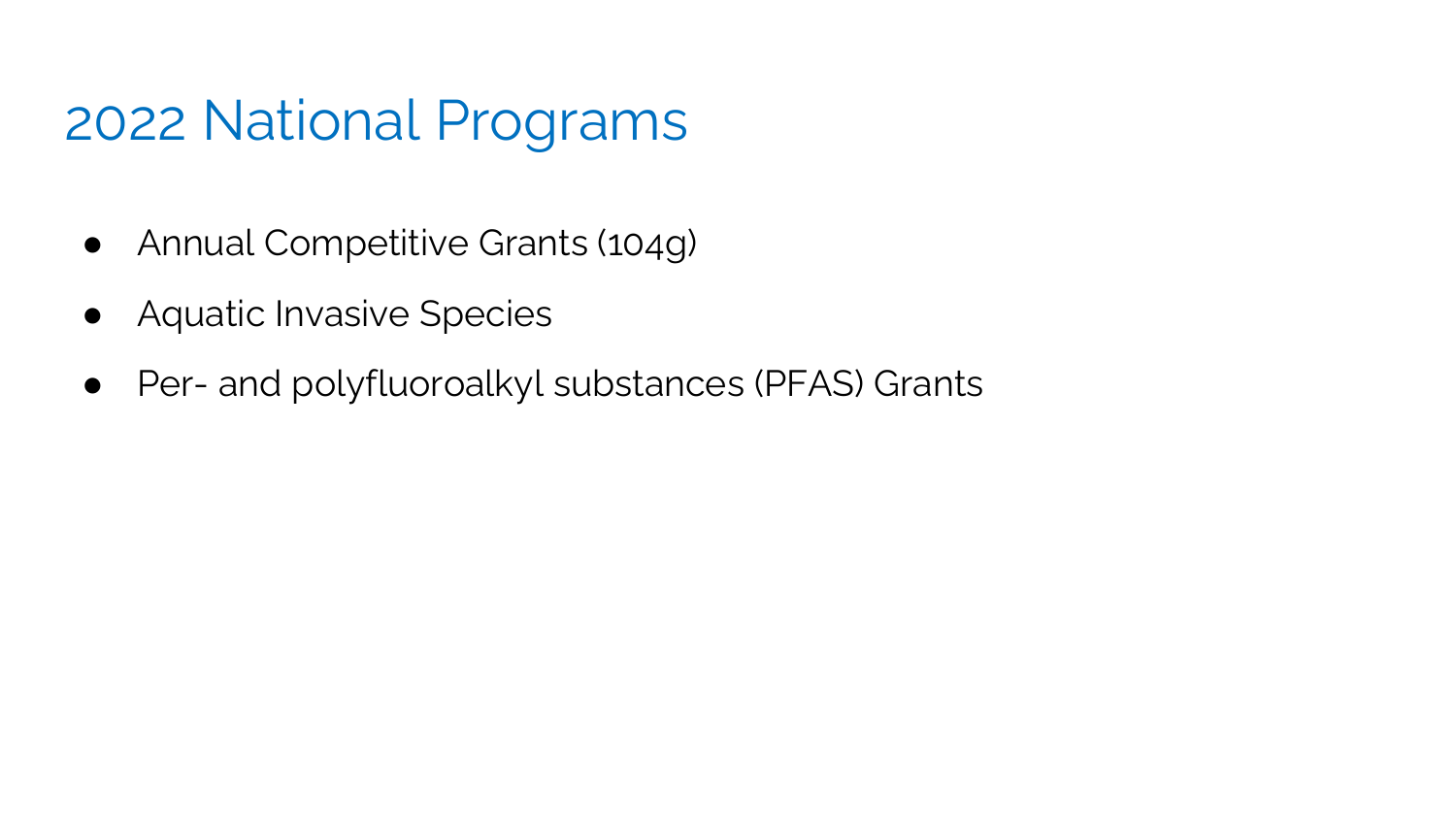# 2022 National Programs

- Annual Competitive Grants (104g)
- Aquatic Invasive Species
- Per- and polyfluoroalkyl substances (PFAS) Grants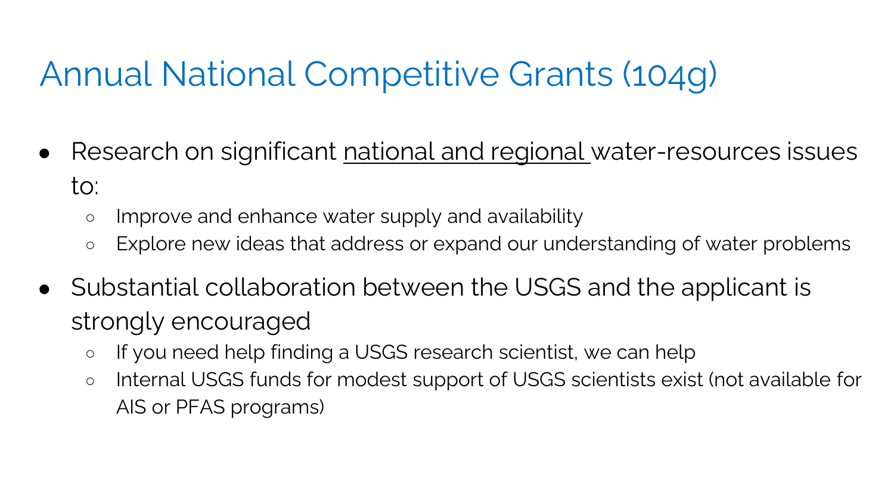# Annual National Competitive Grants (104g)

- Research on significant national and regional water-resources issues to:
  - Improve and enhance water supply and availability
  - Explore new ideas that address or expand our understanding of water problems
- Substantial collaboration between the USGS and the applicant is strongly encouraged
  - If you need help finding a USGS research scientist, we can help
  - Internal USGS funds for modest support of USGS scientists exist (not available for AIS or PFAS programs)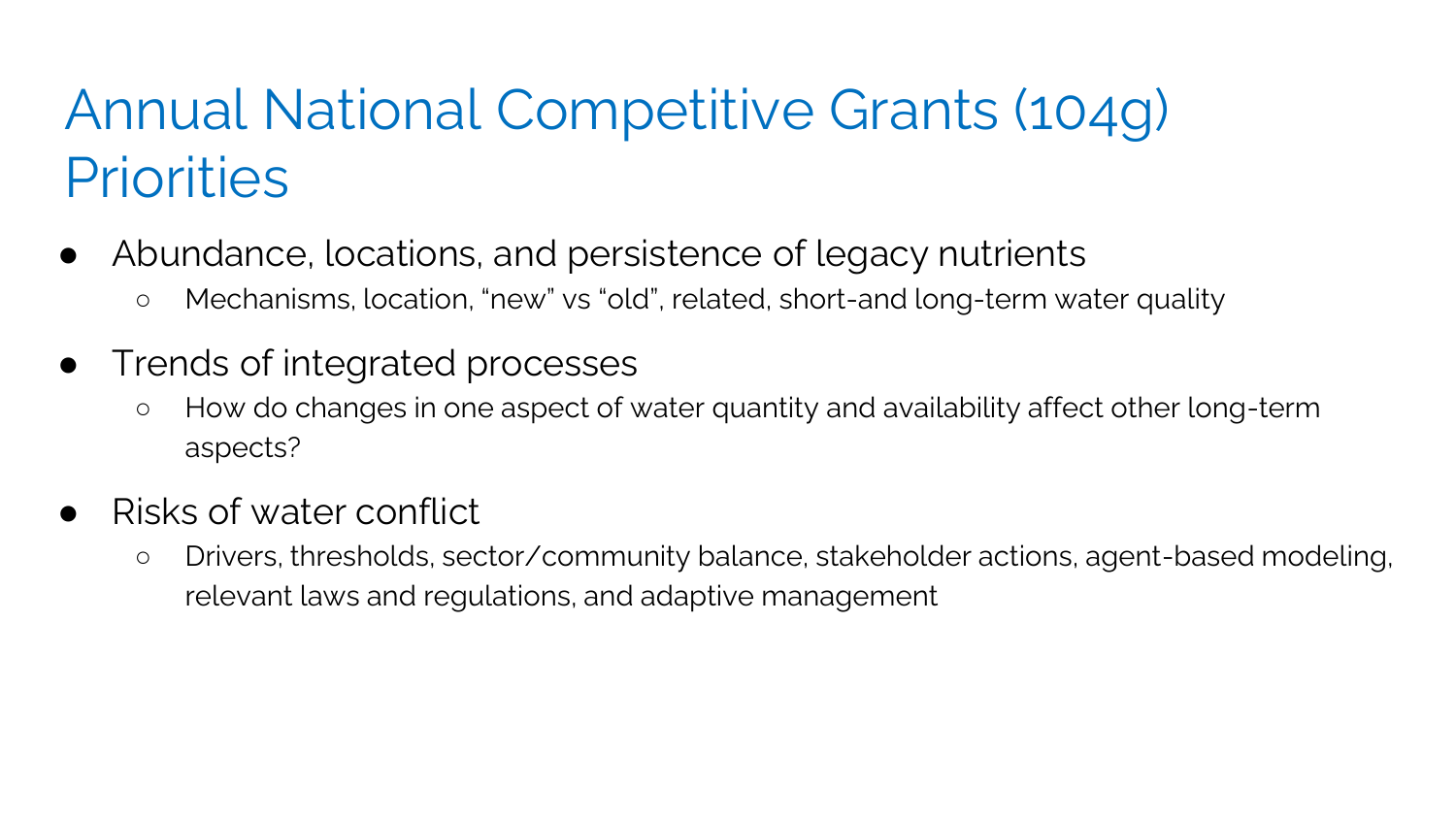# Annual National Competitive Grants (104g) Priorities

- Abundance, locations, and persistence of legacy nutrients
  - Mechanisms, location, “new” vs “old”, related, short-and long-term water quality
- Trends of integrated processes
  - How do changes in one aspect of water quantity and availability affect other long-term aspects?
- Risks of water conflict
  - Drivers, thresholds, sector/community balance, stakeholder actions, agent-based modeling, relevant laws and regulations, and adaptive management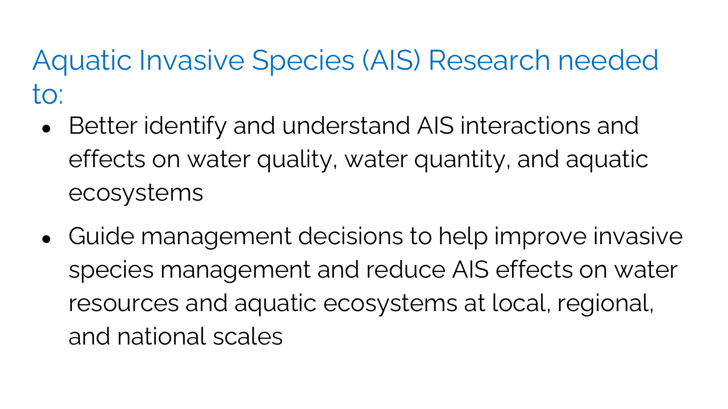## Aquatic Invasive Species (AIS) Research needed to:

- Better identify and understand AIS interactions and effects on water quality, water quantity, and aquatic ecosystems
- Guide management decisions to help improve invasive species management and reduce AIS effects on water resources and aquatic ecosystems at local, regional, and national scales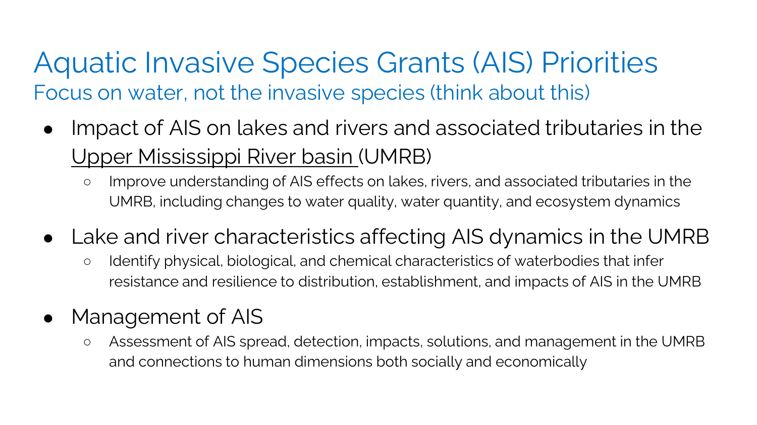# Aquatic Invasive Species Grants (AIS) Priorities

## Focus on water, not the invasive species (think about this)

- Impact of AIS on lakes and rivers and associated tributaries in the Upper Mississippi River basin (UMRB)
  - Improve understanding of AIS effects on lakes, rivers, and associated tributaries in the UMRB, including changes to water quality, water quantity, and ecosystem dynamics
- Lake and river characteristics affecting AIS dynamics in the UMRB
  - Identify physical, biological, and chemical characteristics of waterbodies that infer resistance and resilience to distribution, establishment, and impacts of AIS in the UMRB
- Management of AIS
  - Assessment of AIS spread, detection, impacts, solutions, and management in the UMRB and connections to human dimensions both socially and economically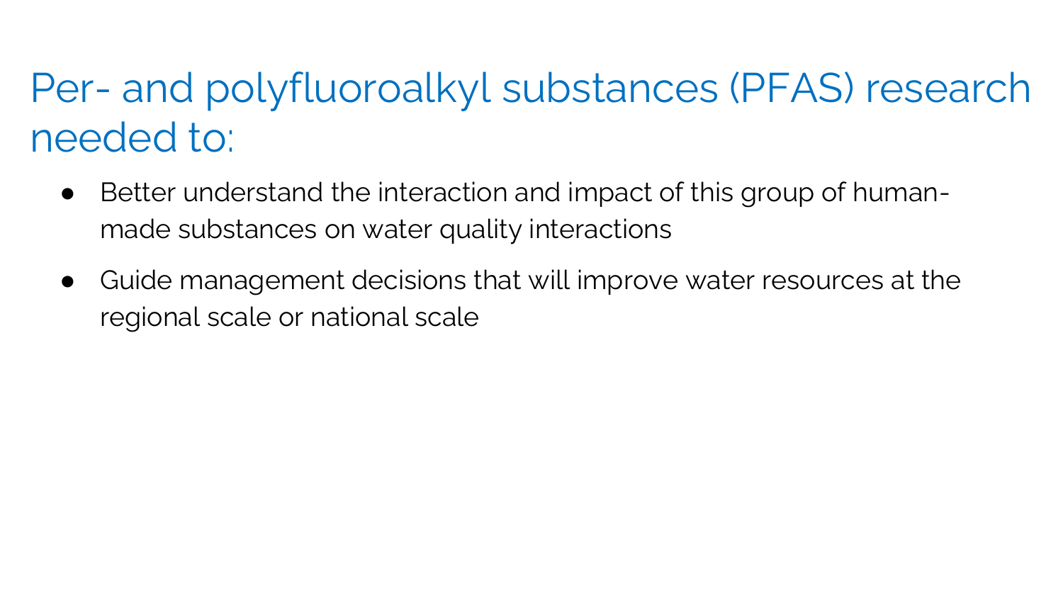# Per- and polyfluoroalkyl substances (PFAS) research needed to:

- Better understand the interaction and impact of this group of human-made substances on water quality interactions
- Guide management decisions that will improve water resources at the regional scale or national scale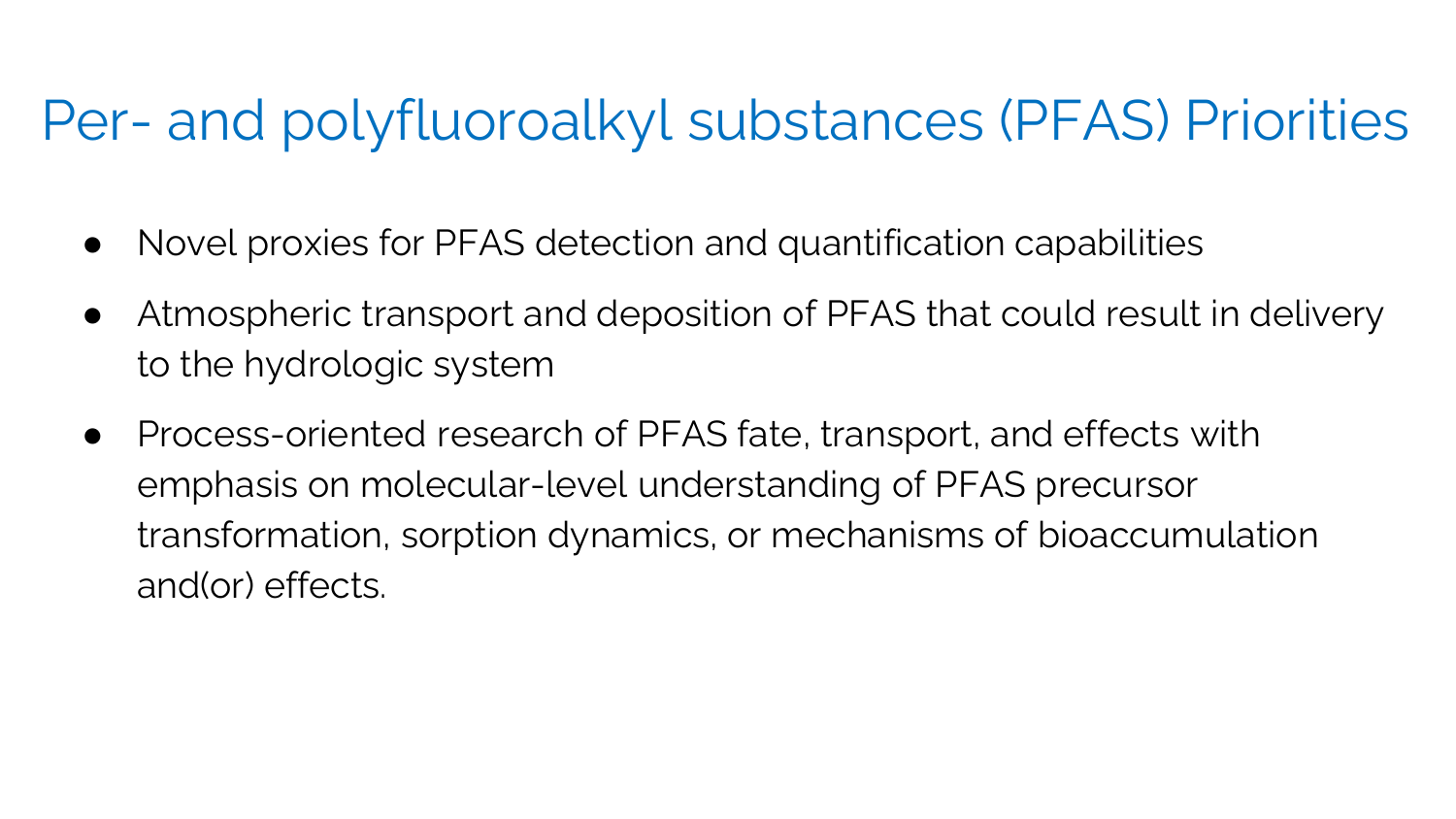# Per- and polyfluoroalkyl substances (PFAS) Priorities

- Novel proxies for PFAS detection and quantification capabilities
- Atmospheric transport and deposition of PFAS that could result in delivery to the hydrologic system
- Process-oriented research of PFAS fate, transport, and effects with emphasis on molecular-level understanding of PFAS precursor transformation, sorption dynamics, or mechanisms of bioaccumulation and(or) effects.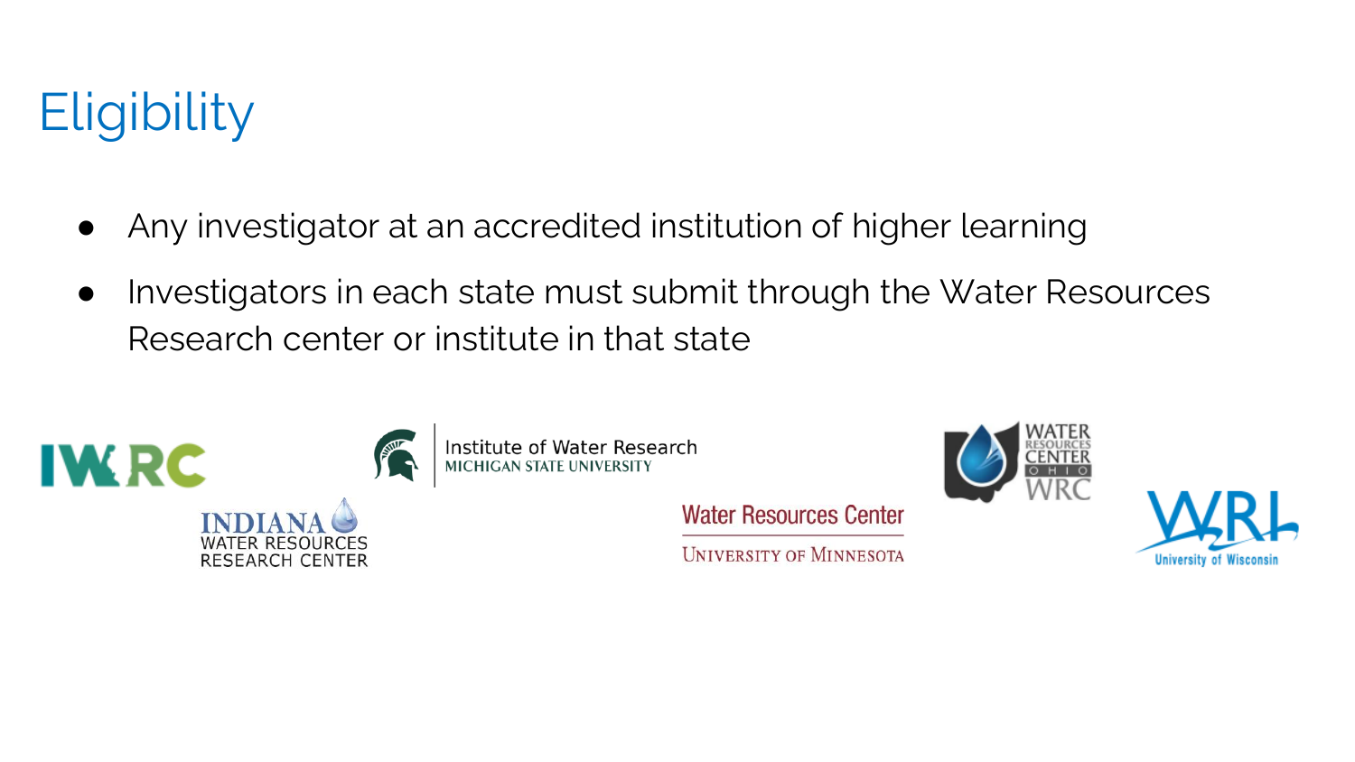# Eligibility

- Any investigator at an accredited institution of higher learning
- Investigators in each state must submit through the Water Resources Research center or institute in that state

IWRC

Institute of Water Research
MICHIGAN STATE UNIVERSITY

WATER RESOURCES CENTER OHIO WRC

INDIANA WATER RESOURCES RESEARCH CENTER

Water Resources Center
UNIVERSITY OF MINNESOTA

WRI
University of Wisconsin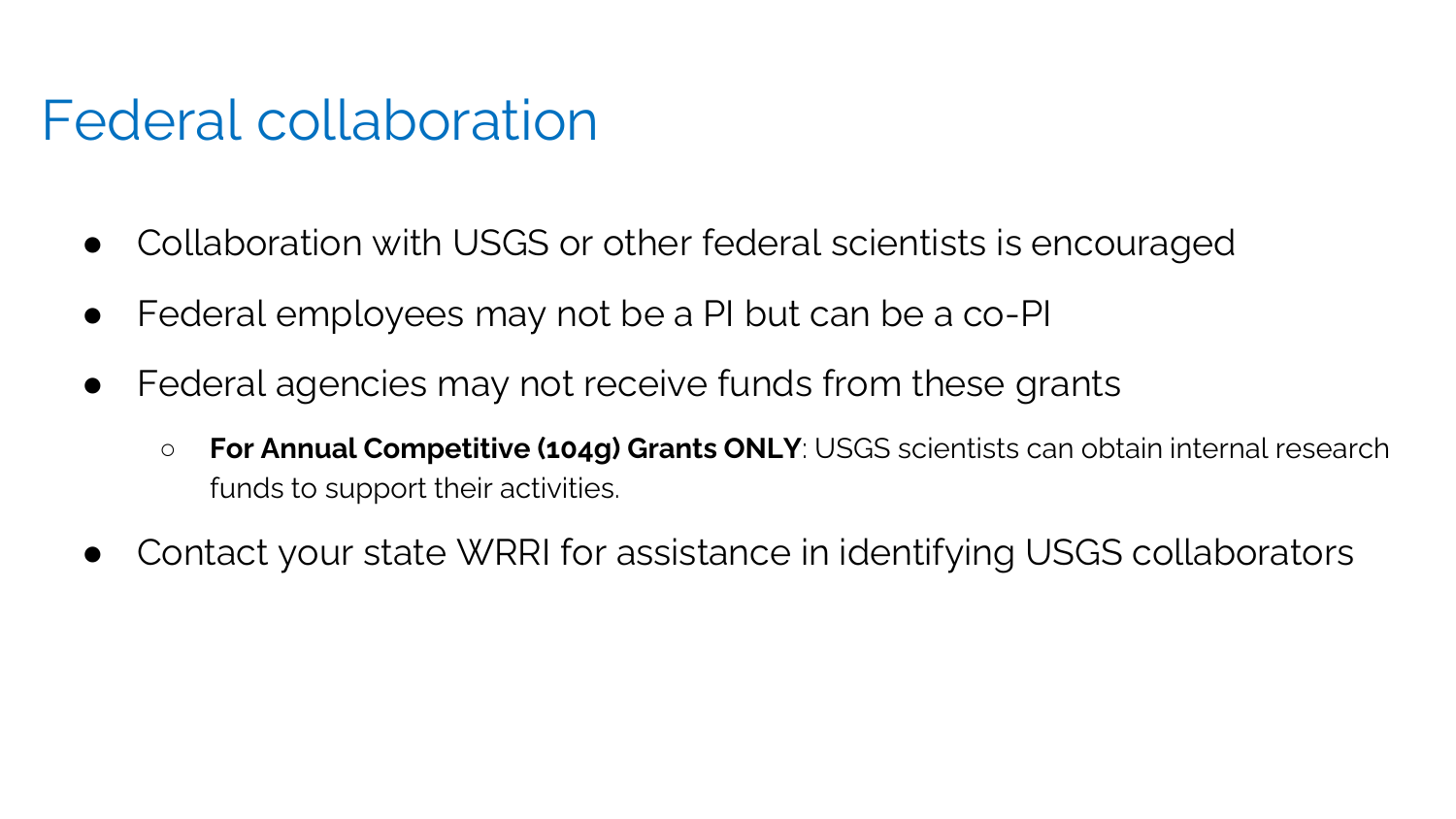# Federal collaboration

- Collaboration with USGS or other federal scientists is encouraged
- Federal employees may not be a PI but can be a co-PI
- Federal agencies may not receive funds from these grants
    - **For Annual Competitive (104g) Grants ONLY**: USGS scientists can obtain internal research funds to support their activities.
- Contact your state WRRI for assistance in identifying USGS collaborators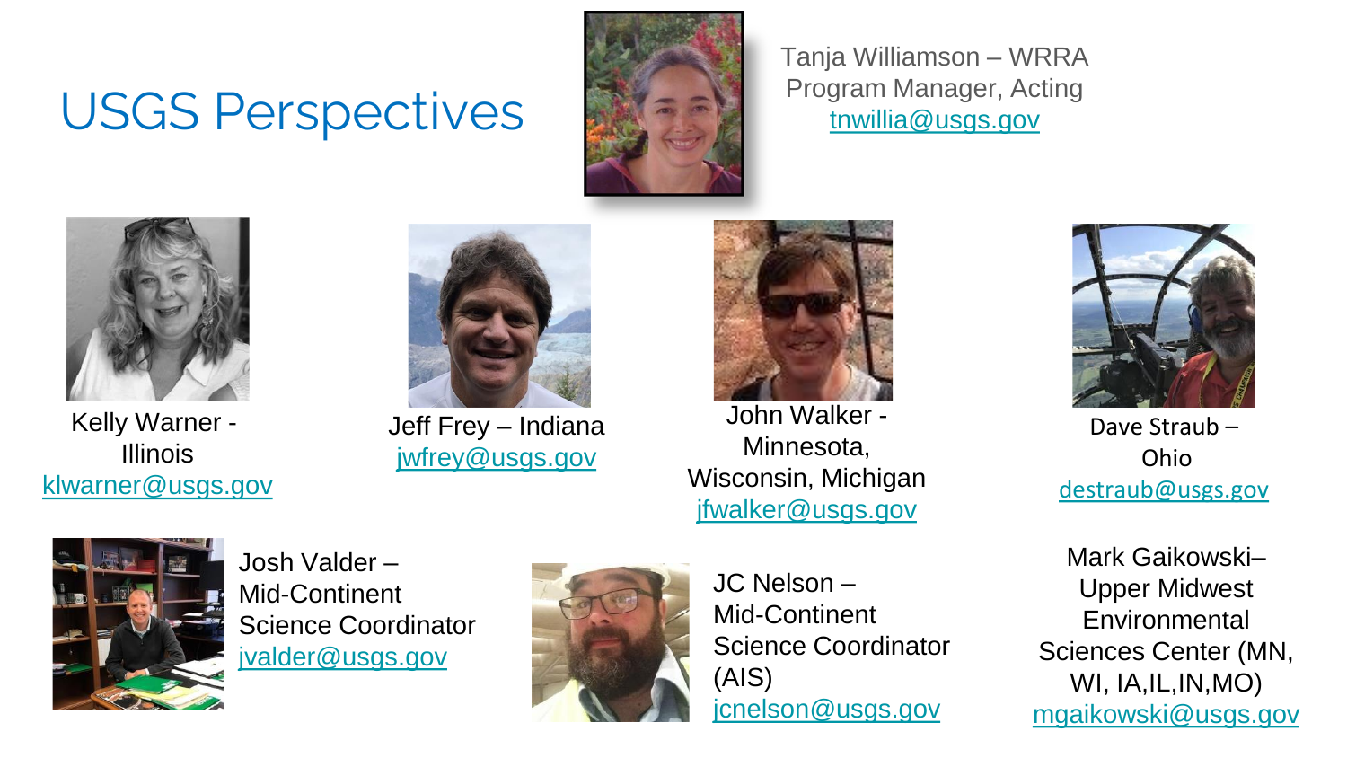# USGS Perspectives

Tanja Williamson – WRRA Program Manager, Acting
tnwillia@usgs.gov

Kelly Warner - Illinois
klwarner@usgs.gov

Jeff Frey – Indiana
jwfrey@usgs.gov

John Walker - Minnesota, Wisconsin, Michigan
jfwalker@usgs.gov

Dave Straub – Ohio
destraub@usgs.gov

Josh Valder – Mid-Continent Science Coordinator
jvalder@usgs.gov

JC Nelson – Mid-Continent Science Coordinator (AIS)
jcnelson@usgs.gov

Mark Gaikowski– Upper Midwest Environmental Sciences Center (MN, WI, IA,IL,IN,MO)
mgaikowski@usgs.gov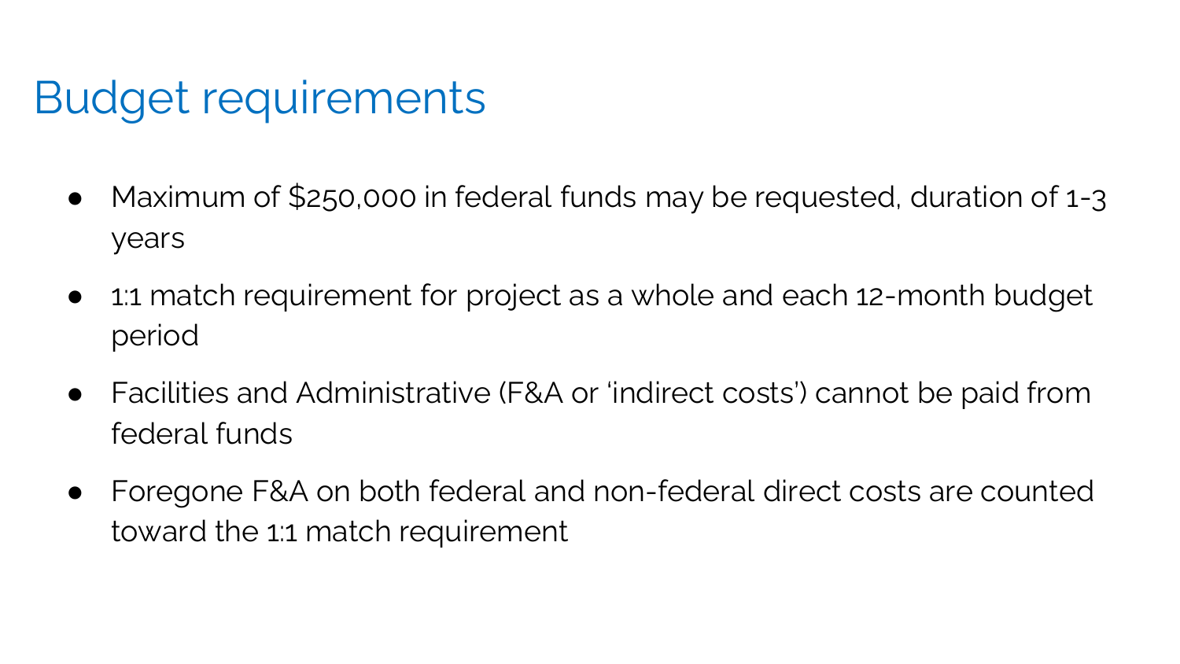# Budget requirements

- Maximum of $250,000 in federal funds may be requested, duration of 1-3 years
- 1:1 match requirement for project as a whole and each 12-month budget period
- Facilities and Administrative (F&A or 'indirect costs') cannot be paid from federal funds
- Foregone F&A on both federal and non-federal direct costs are counted toward the 1:1 match requirement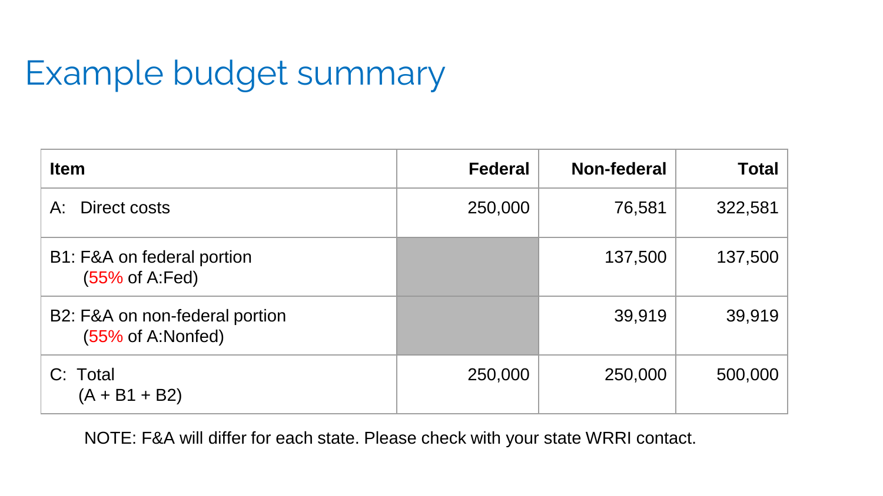# Example budget summary

| Item | Federal | Non-federal | Total |
|---|---:|---:|---:|
| A: Direct costs | 250,000 | 76,581 | 322,581 |
| B1: F&A on federal portion (55% of A:Fed) | | 137,500 | 137,500 |
| B2: F&A on non-federal portion (55% of A:Nonfed) | | 39,919 | 39,919 |
| C: Total (A + B1 + B2) | 250,000 | 250,000 | 500,000 |

NOTE: F&A will differ for each state. Please check with your state WRRI contact.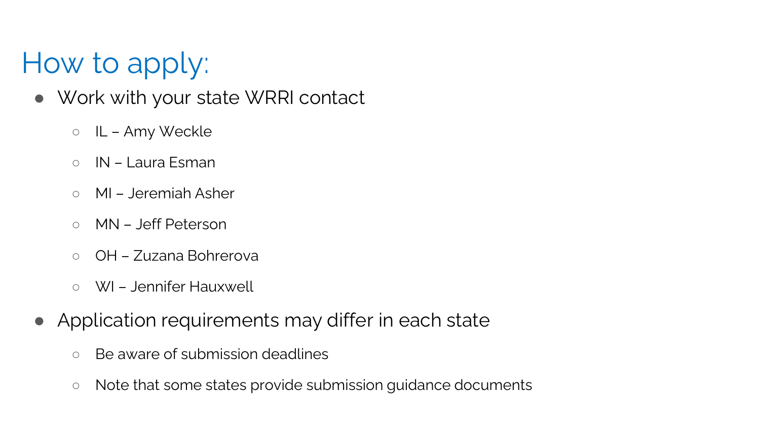# How to apply:

- Work with your state WRRI contact
  - IL – Amy Weckle
  - IN – Laura Esman
  - MI – Jeremiah Asher
  - MN – Jeff Peterson
  - OH – Zuzana Bohrerova
  - WI – Jennifer Hauxwell
- Application requirements may differ in each state
  - Be aware of submission deadlines
  - Note that some states provide submission guidance documents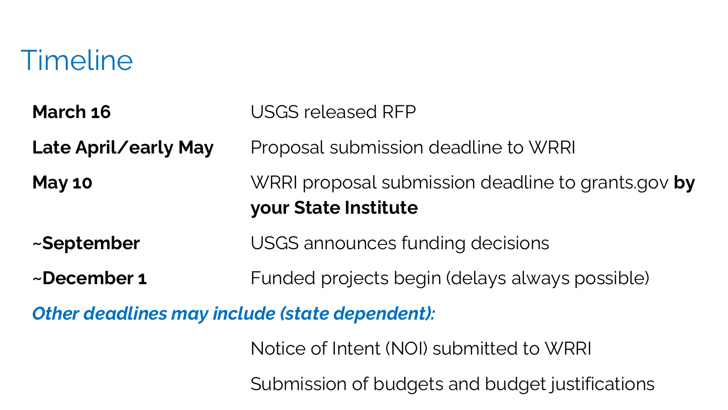# Timeline

| | |
|---|---|
| **March 16** | USGS released RFP |
| **Late April/early May** | Proposal submission deadline to WRRI |
| **May 10** | WRRI proposal submission deadline to grants.gov **by your State Institute** |
| **~September** | USGS announces funding decisions |
| **~December 1** | Funded projects begin (delays always possible) |

***Other deadlines may include (state dependent):***

- Notice of Intent (NOI) submitted to WRRI
- Submission of budgets and budget justifications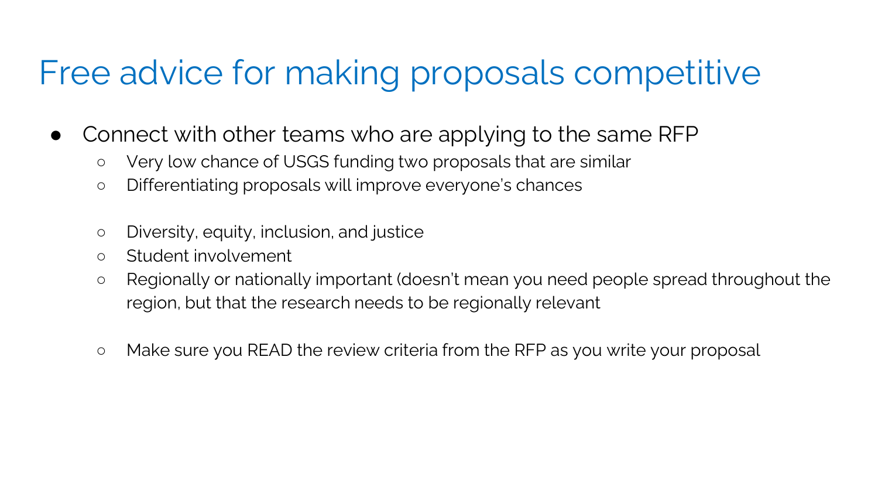# Free advice for making proposals competitive

- Connect with other teams who are applying to the same RFP
  - Very low chance of USGS funding two proposals that are similar
  - Differentiating proposals will improve everyone's chances

  - Diversity, equity, inclusion, and justice
  - Student involvement
  - Regionally or nationally important (doesn't mean you need people spread throughout the region, but that the research needs to be regionally relevant

  - Make sure you READ the review criteria from the RFP as you write your proposal